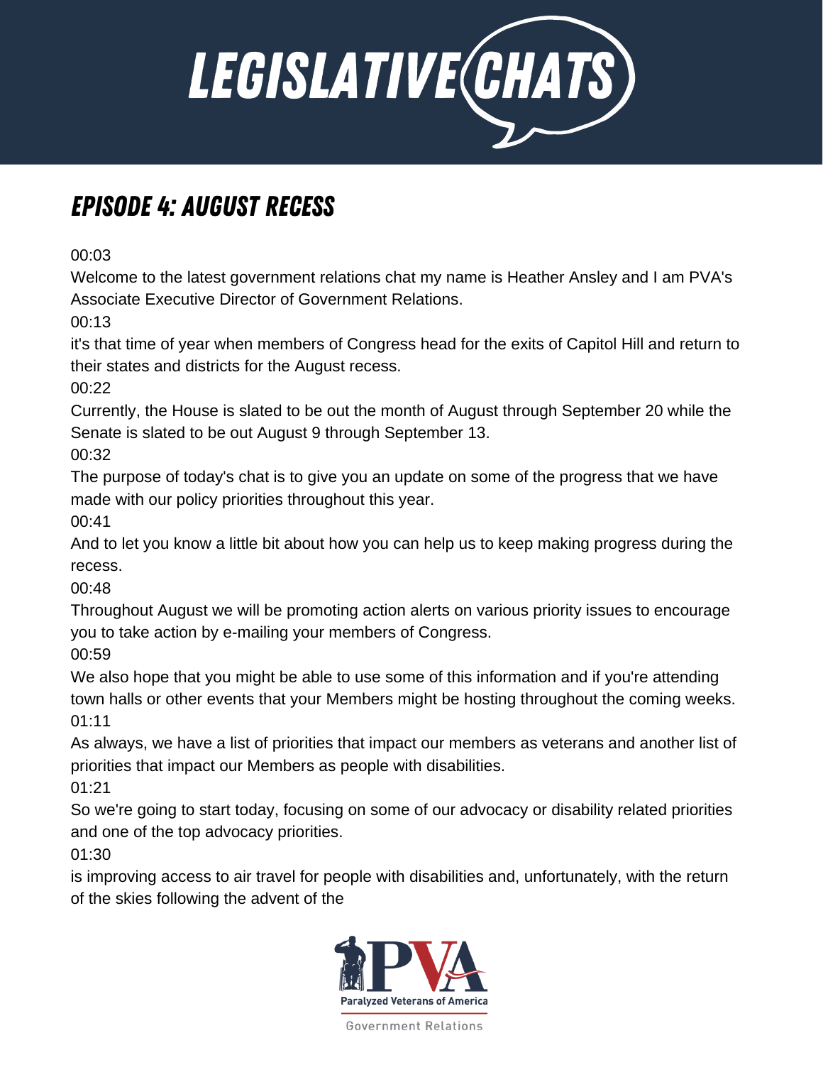# LEGISLATIVE CHATS

## EPISODE 4: AUGUST RECESS

00:03
Welcome to the latest government relations chat my name is Heather Ansley and I am PVA's Associate Executive Director of Government Relations.
00:13
it's that time of year when members of Congress head for the exits of Capitol Hill and return to their states and districts for the August recess.
00:22
Currently, the House is slated to be out the month of August through September 20 while the Senate is slated to be out August 9 through September 13.
00:32
The purpose of today's chat is to give you an update on some of the progress that we have made with our policy priorities throughout this year.
00:41
And to let you know a little bit about how you can help us to keep making progress during the recess.
00:48
Throughout August we will be promoting action alerts on various priority issues to encourage you to take action by e-mailing your members of Congress.
00:59
We also hope that you might be able to use some of this information and if you're attending town halls or other events that your Members might be hosting throughout the coming weeks.
01:11
As always, we have a list of priorities that impact our members as veterans and another list of priorities that impact our Members as people with disabilities.
01:21
So we're going to start today, focusing on some of our advocacy or disability related priorities and one of the top advocacy priorities.
01:30
is improving access to air travel for people with disabilities and, unfortunately, with the return of the skies following the advent of the

Paralyzed Veterans of America
Government Relations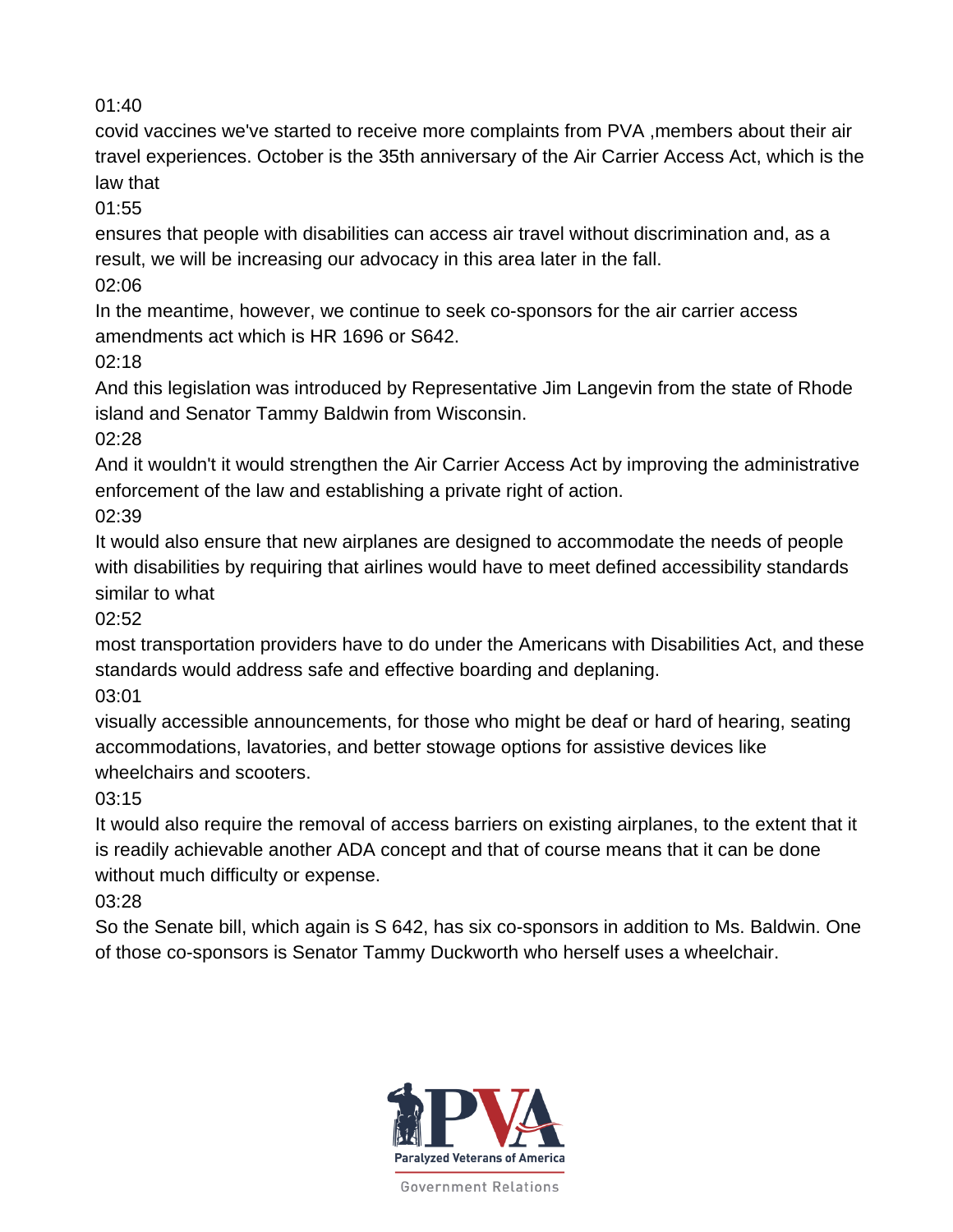01:40

covid vaccines we've started to receive more complaints from PVA ,members about their air travel experiences. October is the 35th anniversary of the Air Carrier Access Act, which is the law that

01:55

ensures that people with disabilities can access air travel without discrimination and, as a result, we will be increasing our advocacy in this area later in the fall.

02:06

In the meantime, however, we continue to seek co-sponsors for the air carrier access amendments act which is HR 1696 or S642.

02:18

And this legislation was introduced by Representative Jim Langevin from the state of Rhode island and Senator Tammy Baldwin from Wisconsin.

02:28

And it wouldn't it would strengthen the Air Carrier Access Act by improving the administrative enforcement of the law and establishing a private right of action.

02:39

It would also ensure that new airplanes are designed to accommodate the needs of people with disabilities by requiring that airlines would have to meet defined accessibility standards similar to what

02:52

most transportation providers have to do under the Americans with Disabilities Act, and these standards would address safe and effective boarding and deplaning.

03:01

visually accessible announcements, for those who might be deaf or hard of hearing, seating accommodations, lavatories, and better stowage options for assistive devices like wheelchairs and scooters.

03:15

It would also require the removal of access barriers on existing airplanes, to the extent that it is readily achievable another ADA concept and that of course means that it can be done without much difficulty or expense.

03:28

So the Senate bill, which again is S 642, has six co-sponsors in addition to Ms. Baldwin. One of those co-sponsors is Senator Tammy Duckworth who herself uses a wheelchair.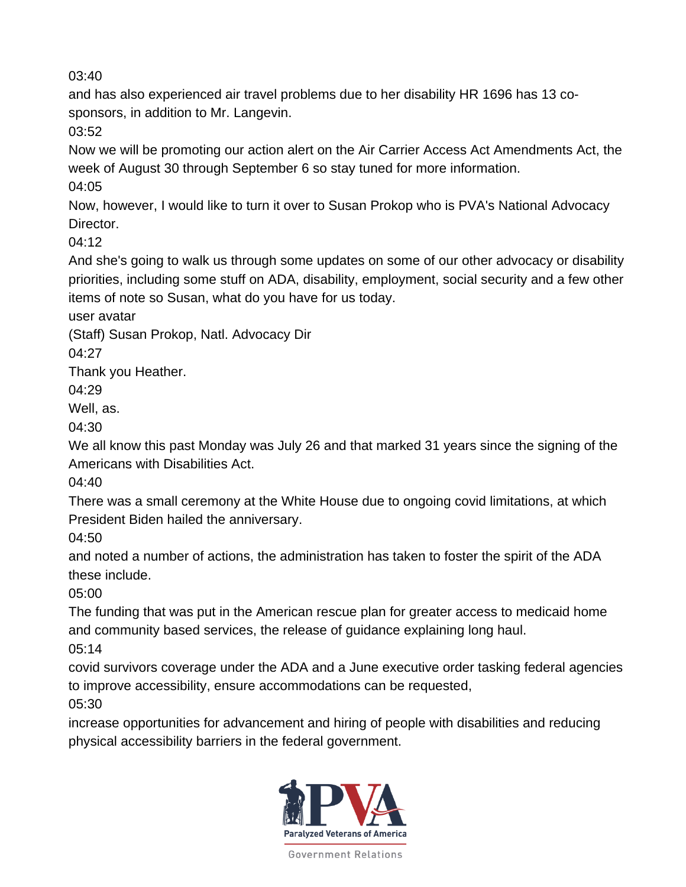03:40

and has also experienced air travel problems due to her disability HR 1696 has 13 co-sponsors, in addition to Mr. Langevin.

03:52

Now we will be promoting our action alert on the Air Carrier Access Act Amendments Act, the week of August 30 through September 6 so stay tuned for more information.

04:05

Now, however, I would like to turn it over to Susan Prokop who is PVA's National Advocacy Director.

04:12

And she's going to walk us through some updates on some of our other advocacy or disability priorities, including some stuff on ADA, disability, employment, social security and a few other items of note so Susan, what do you have for us today.

user avatar

(Staff) Susan Prokop, Natl. Advocacy Dir

04:27

Thank you Heather.

04:29

Well, as.

04:30

We all know this past Monday was July 26 and that marked 31 years since the signing of the Americans with Disabilities Act.

04:40

There was a small ceremony at the White House due to ongoing covid limitations, at which President Biden hailed the anniversary.

04:50

and noted a number of actions, the administration has taken to foster the spirit of the ADA these include.

05:00

The funding that was put in the American rescue plan for greater access to medicaid home and community based services, the release of guidance explaining long haul.

05:14

covid survivors coverage under the ADA and a June executive order tasking federal agencies to improve accessibility, ensure accommodations can be requested,

05:30

increase opportunities for advancement and hiring of people with disabilities and reducing physical accessibility barriers in the federal government.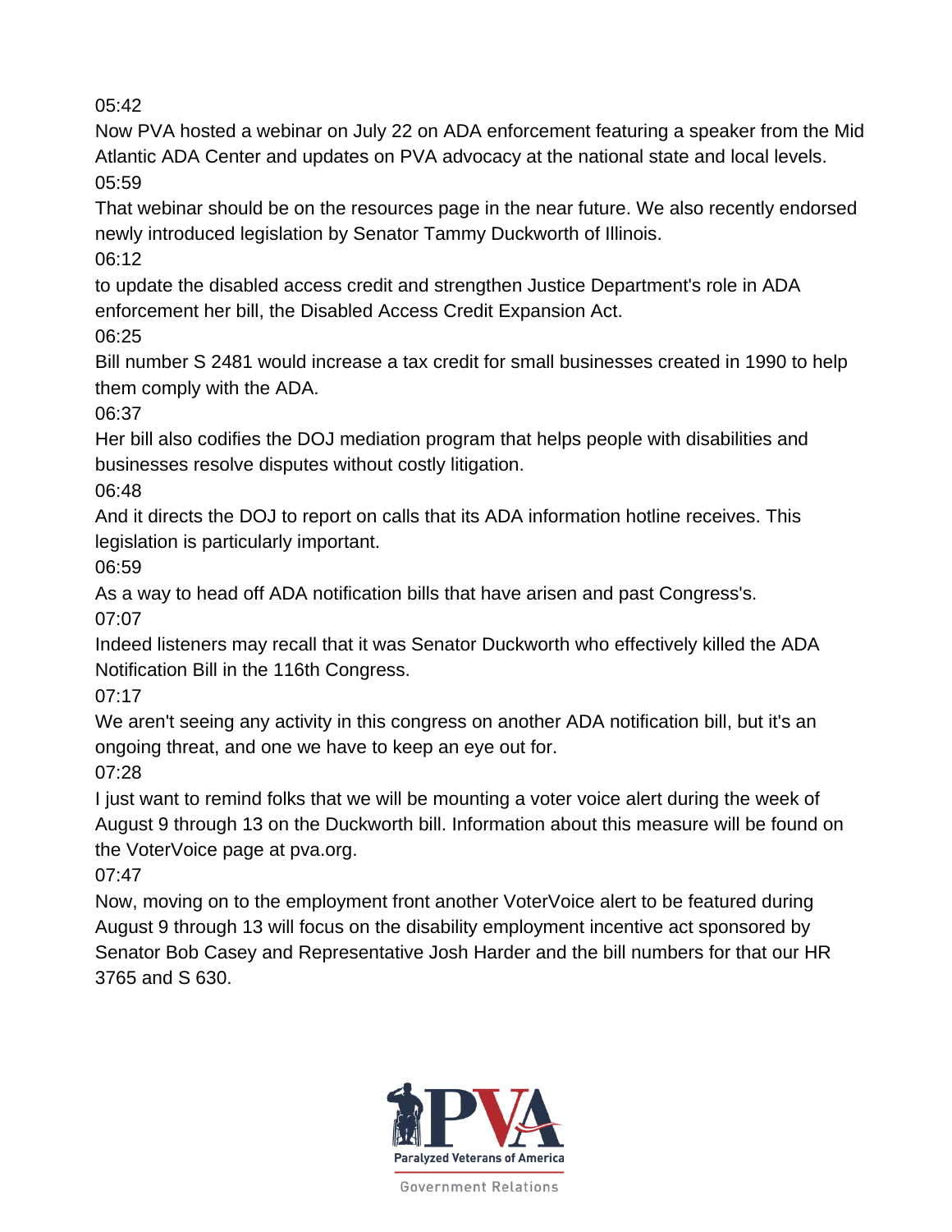05:42

Now PVA hosted a webinar on July 22 on ADA enforcement featuring a speaker from the Mid Atlantic ADA Center and updates on PVA advocacy at the national state and local levels.

05:59

That webinar should be on the resources page in the near future. We also recently endorsed newly introduced legislation by Senator Tammy Duckworth of Illinois.

06:12

to update the disabled access credit and strengthen Justice Department's role in ADA enforcement her bill, the Disabled Access Credit Expansion Act.

06:25

Bill number S 2481 would increase a tax credit for small businesses created in 1990 to help them comply with the ADA.

06:37

Her bill also codifies the DOJ mediation program that helps people with disabilities and businesses resolve disputes without costly litigation.

06:48

And it directs the DOJ to report on calls that its ADA information hotline receives. This legislation is particularly important.

06:59

As a way to head off ADA notification bills that have arisen and past Congress's.

07:07

Indeed listeners may recall that it was Senator Duckworth who effectively killed the ADA Notification Bill in the 116th Congress.

07:17

We aren't seeing any activity in this congress on another ADA notification bill, but it's an ongoing threat, and one we have to keep an eye out for.

07:28

I just want to remind folks that we will be mounting a voter voice alert during the week of August 9 through 13 on the Duckworth bill. Information about this measure will be found on the VoterVoice page at pva.org.

07:47

Now, moving on to the employment front another VoterVoice alert to be featured during August 9 through 13 will focus on the disability employment incentive act sponsored by Senator Bob Casey and Representative Josh Harder and the bill numbers for that our HR 3765 and S 630.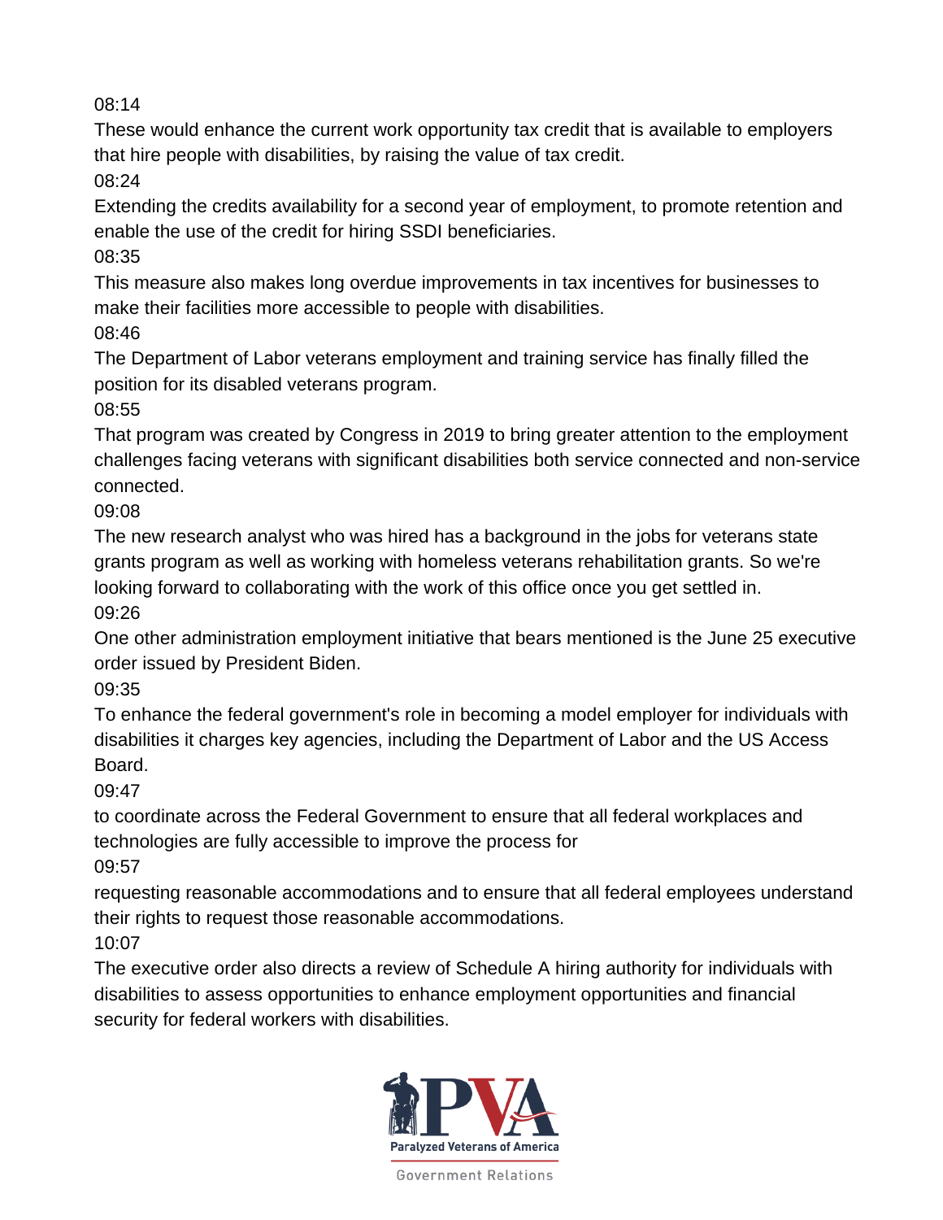08:14

These would enhance the current work opportunity tax credit that is available to employers that hire people with disabilities, by raising the value of tax credit.

08:24

Extending the credits availability for a second year of employment, to promote retention and enable the use of the credit for hiring SSDI beneficiaries.

08:35

This measure also makes long overdue improvements in tax incentives for businesses to make their facilities more accessible to people with disabilities.

08:46

The Department of Labor veterans employment and training service has finally filled the position for its disabled veterans program.

08:55

That program was created by Congress in 2019 to bring greater attention to the employment challenges facing veterans with significant disabilities both service connected and non-service connected.

09:08

The new research analyst who was hired has a background in the jobs for veterans state grants program as well as working with homeless veterans rehabilitation grants. So we're looking forward to collaborating with the work of this office once you get settled in.

09:26

One other administration employment initiative that bears mentioned is the June 25 executive order issued by President Biden.

09:35

To enhance the federal government's role in becoming a model employer for individuals with disabilities it charges key agencies, including the Department of Labor and the US Access Board.

09:47

to coordinate across the Federal Government to ensure that all federal workplaces and technologies are fully accessible to improve the process for

09:57

requesting reasonable accommodations and to ensure that all federal employees understand their rights to request those reasonable accommodations.

10:07

The executive order also directs a review of Schedule A hiring authority for individuals with disabilities to assess opportunities to enhance employment opportunities and financial security for federal workers with disabilities.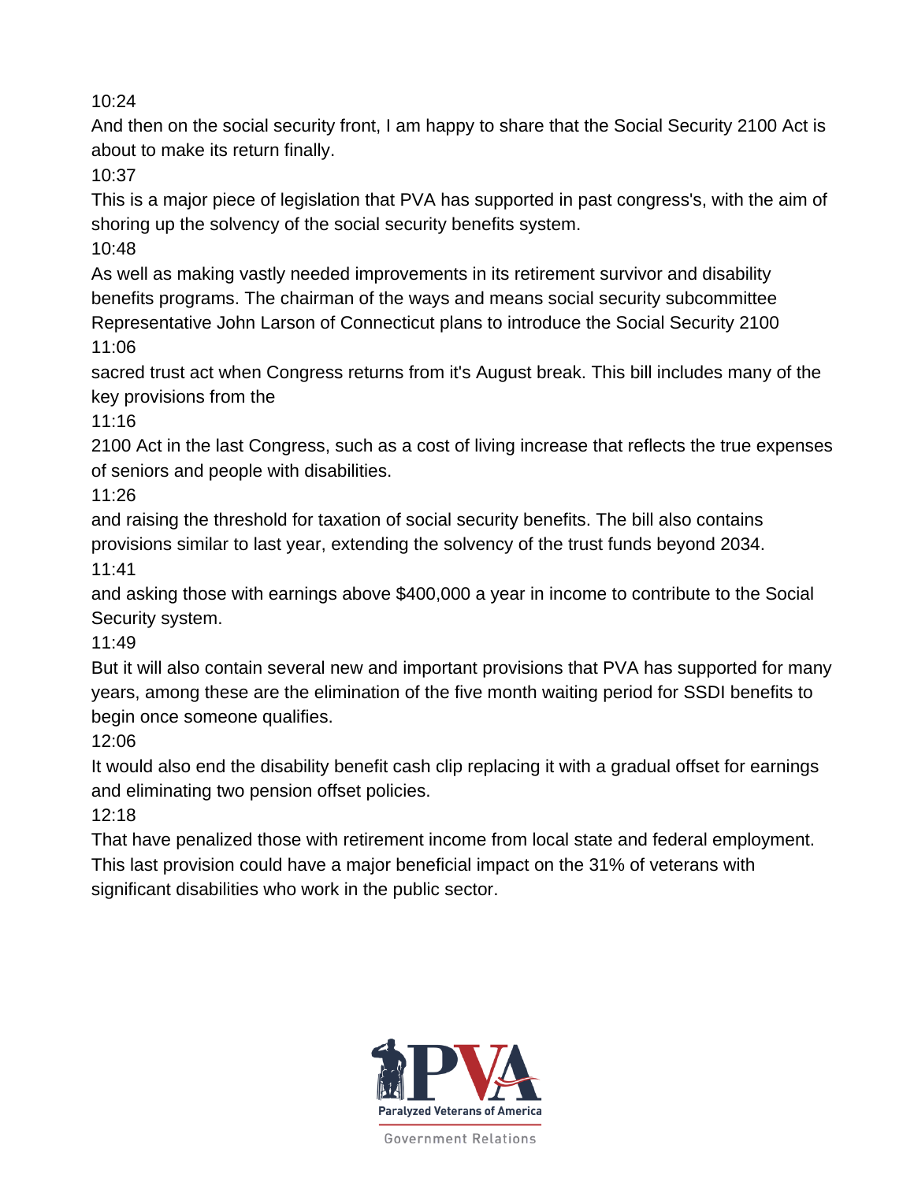10:24

And then on the social security front, I am happy to share that the Social Security 2100 Act is about to make its return finally.

10:37

This is a major piece of legislation that PVA has supported in past congress's, with the aim of shoring up the solvency of the social security benefits system.

10:48

As well as making vastly needed improvements in its retirement survivor and disability benefits programs. The chairman of the ways and means social security subcommittee Representative John Larson of Connecticut plans to introduce the Social Security 2100

11:06

sacred trust act when Congress returns from it's August break. This bill includes many of the key provisions from the

11:16

2100 Act in the last Congress, such as a cost of living increase that reflects the true expenses of seniors and people with disabilities.

11:26

and raising the threshold for taxation of social security benefits. The bill also contains provisions similar to last year, extending the solvency of the trust funds beyond 2034.

11:41

and asking those with earnings above $400,000 a year in income to contribute to the Social Security system.

11:49

But it will also contain several new and important provisions that PVA has supported for many years, among these are the elimination of the five month waiting period for SSDI benefits to begin once someone qualifies.

12:06

It would also end the disability benefit cash clip replacing it with a gradual offset for earnings and eliminating two pension offset policies.

12:18

That have penalized those with retirement income from local state and federal employment. This last provision could have a major beneficial impact on the 31% of veterans with significant disabilities who work in the public sector.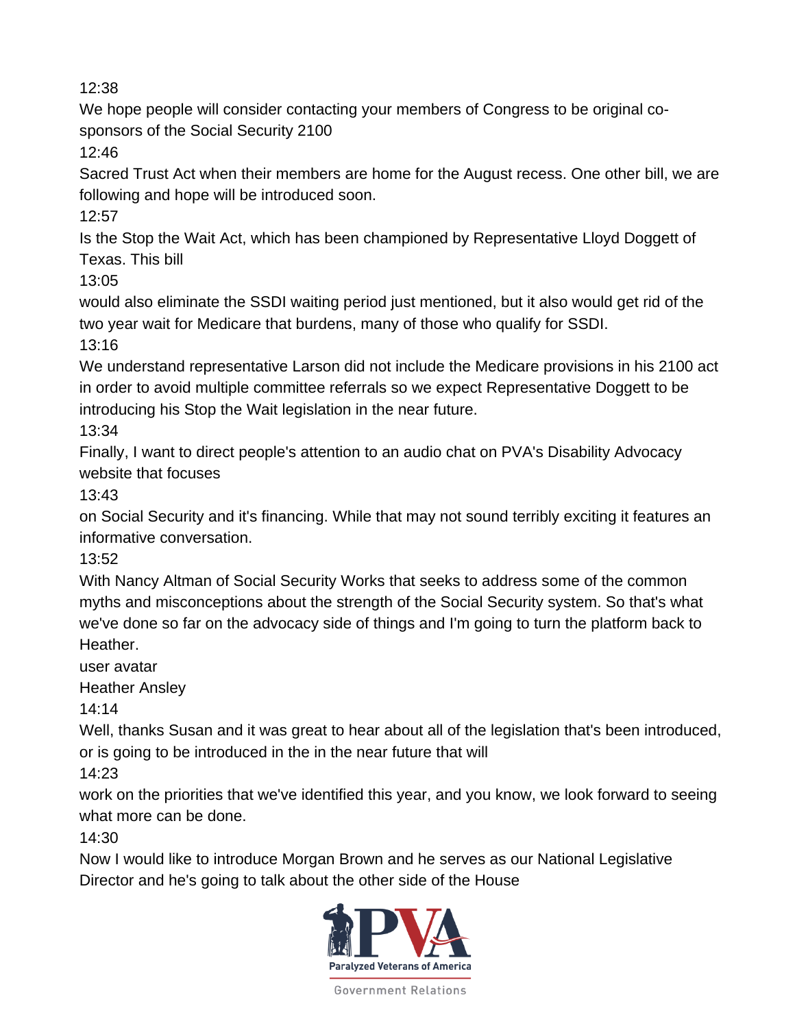12:38

We hope people will consider contacting your members of Congress to be original co-sponsors of the Social Security 2100

12:46

Sacred Trust Act when their members are home for the August recess. One other bill, we are following and hope will be introduced soon.

12:57

Is the Stop the Wait Act, which has been championed by Representative Lloyd Doggett of Texas. This bill

13:05

would also eliminate the SSDI waiting period just mentioned, but it also would get rid of the two year wait for Medicare that burdens, many of those who qualify for SSDI.

13:16

We understand representative Larson did not include the Medicare provisions in his 2100 act in order to avoid multiple committee referrals so we expect Representative Doggett to be introducing his Stop the Wait legislation in the near future.

13:34

Finally, I want to direct people's attention to an audio chat on PVA's Disability Advocacy website that focuses

13:43

on Social Security and it's financing. While that may not sound terribly exciting it features an informative conversation.

13:52

With Nancy Altman of Social Security Works that seeks to address some of the common myths and misconceptions about the strength of the Social Security system. So that's what we've done so far on the advocacy side of things and I'm going to turn the platform back to Heather.

user avatar

Heather Ansley

14:14

Well, thanks Susan and it was great to hear about all of the legislation that's been introduced, or is going to be introduced in the in the near future that will

14:23

work on the priorities that we've identified this year, and you know, we look forward to seeing what more can be done.

14:30

Now I would like to introduce Morgan Brown and he serves as our National Legislative Director and he's going to talk about the other side of the House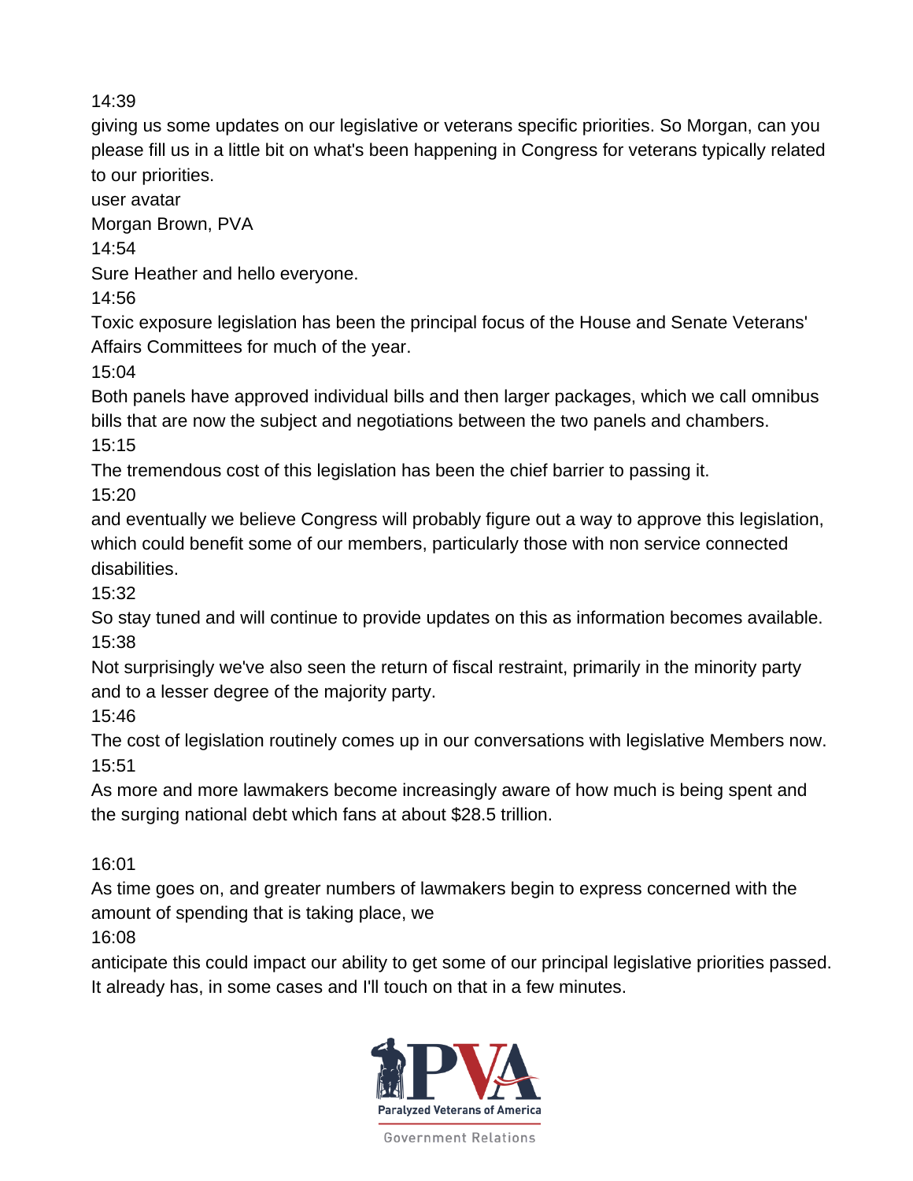14:39

giving us some updates on our legislative or veterans specific priorities. So Morgan, can you please fill us in a little bit on what's been happening in Congress for veterans typically related to our priorities.

user avatar

Morgan Brown, PVA

14:54

Sure Heather and hello everyone.

14:56

Toxic exposure legislation has been the principal focus of the House and Senate Veterans' Affairs Committees for much of the year.

15:04

Both panels have approved individual bills and then larger packages, which we call omnibus bills that are now the subject and negotiations between the two panels and chambers.

15:15

The tremendous cost of this legislation has been the chief barrier to passing it.

15:20

and eventually we believe Congress will probably figure out a way to approve this legislation, which could benefit some of our members, particularly those with non service connected disabilities.

15:32

So stay tuned and will continue to provide updates on this as information becomes available.

15:38

Not surprisingly we've also seen the return of fiscal restraint, primarily in the minority party and to a lesser degree of the majority party.

15:46

The cost of legislation routinely comes up in our conversations with legislative Members now.

15:51

As more and more lawmakers become increasingly aware of how much is being spent and the surging national debt which fans at about $28.5 trillion.

16:01

As time goes on, and greater numbers of lawmakers begin to express concerned with the amount of spending that is taking place, we

16:08

anticipate this could impact our ability to get some of our principal legislative priorities passed. It already has, in some cases and I'll touch on that in a few minutes.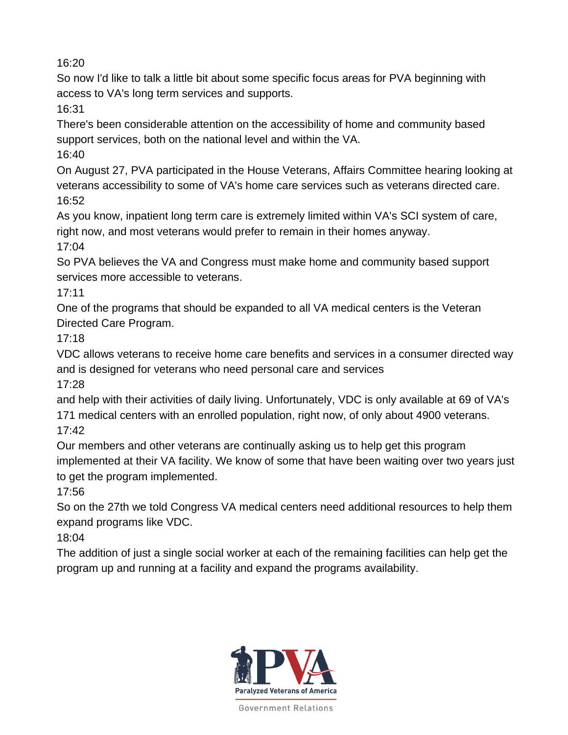16:20

So now I'd like to talk a little bit about some specific focus areas for PVA beginning with access to VA's long term services and supports.

16:31

There's been considerable attention on the accessibility of home and community based support services, both on the national level and within the VA.

16:40

On August 27, PVA participated in the House Veterans, Affairs Committee hearing looking at veterans accessibility to some of VA's home care services such as veterans directed care.

16:52

As you know, inpatient long term care is extremely limited within VA's SCI system of care, right now, and most veterans would prefer to remain in their homes anyway.

17:04

So PVA believes the VA and Congress must make home and community based support services more accessible to veterans.

17:11

One of the programs that should be expanded to all VA medical centers is the Veteran Directed Care Program.

17:18

VDC allows veterans to receive home care benefits and services in a consumer directed way and is designed for veterans who need personal care and services

17:28

and help with their activities of daily living. Unfortunately, VDC is only available at 69 of VA's 171 medical centers with an enrolled population, right now, of only about 4900 veterans.

17:42

Our members and other veterans are continually asking us to help get this program implemented at their VA facility. We know of some that have been waiting over two years just to get the program implemented.

17:56

So on the 27th we told Congress VA medical centers need additional resources to help them expand programs like VDC.

18:04

The addition of just a single social worker at each of the remaining facilities can help get the program up and running at a facility and expand the programs availability.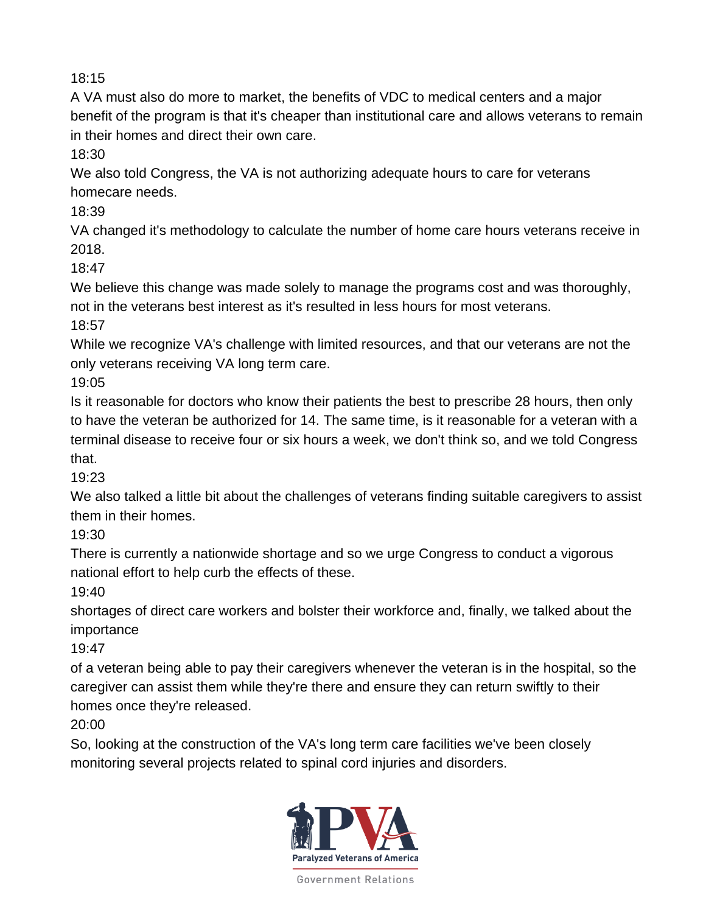18:15

A VA must also do more to market, the benefits of VDC to medical centers and a major benefit of the program is that it's cheaper than institutional care and allows veterans to remain in their homes and direct their own care.

18:30

We also told Congress, the VA is not authorizing adequate hours to care for veterans homecare needs.

18:39

VA changed it's methodology to calculate the number of home care hours veterans receive in 2018.

18:47

We believe this change was made solely to manage the programs cost and was thoroughly, not in the veterans best interest as it's resulted in less hours for most veterans.

18:57

While we recognize VA's challenge with limited resources, and that our veterans are not the only veterans receiving VA long term care.

19:05

Is it reasonable for doctors who know their patients the best to prescribe 28 hours, then only to have the veteran be authorized for 14. The same time, is it reasonable for a veteran with a terminal disease to receive four or six hours a week, we don't think so, and we told Congress that.

19:23

We also talked a little bit about the challenges of veterans finding suitable caregivers to assist them in their homes.

19:30

There is currently a nationwide shortage and so we urge Congress to conduct a vigorous national effort to help curb the effects of these.

19:40

shortages of direct care workers and bolster their workforce and, finally, we talked about the importance

19:47

of a veteran being able to pay their caregivers whenever the veteran is in the hospital, so the caregiver can assist them while they're there and ensure they can return swiftly to their homes once they're released.

20:00

So, looking at the construction of the VA's long term care facilities we've been closely monitoring several projects related to spinal cord injuries and disorders.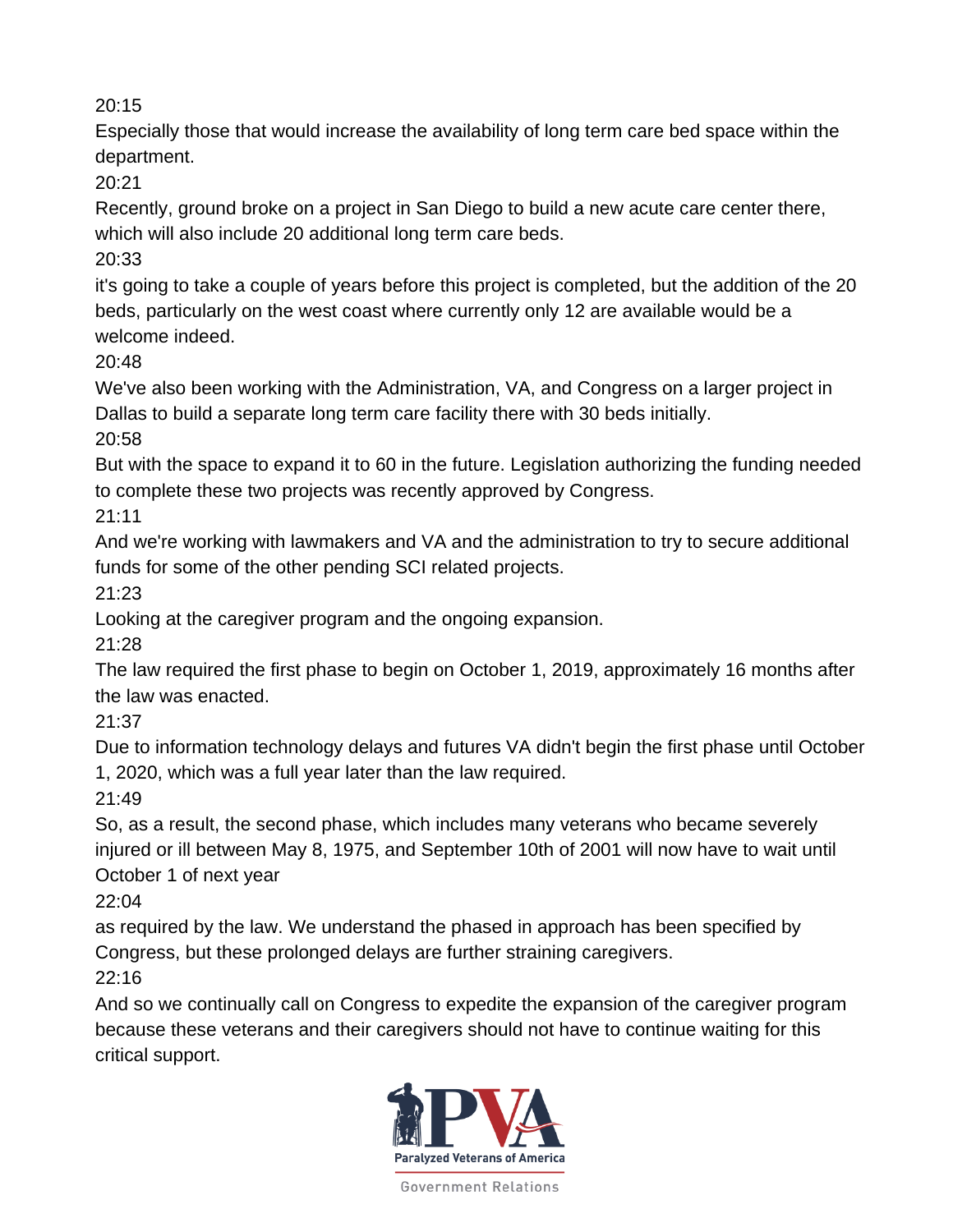20:15

Especially those that would increase the availability of long term care bed space within the department.

20:21

Recently, ground broke on a project in San Diego to build a new acute care center there, which will also include 20 additional long term care beds.

20:33

it's going to take a couple of years before this project is completed, but the addition of the 20 beds, particularly on the west coast where currently only 12 are available would be a welcome indeed.

20:48

We've also been working with the Administration, VA, and Congress on a larger project in Dallas to build a separate long term care facility there with 30 beds initially.

20:58

But with the space to expand it to 60 in the future. Legislation authorizing the funding needed to complete these two projects was recently approved by Congress.

21:11

And we're working with lawmakers and VA and the administration to try to secure additional funds for some of the other pending SCI related projects.

21:23

Looking at the caregiver program and the ongoing expansion.

21:28

The law required the first phase to begin on October 1, 2019, approximately 16 months after the law was enacted.

21:37

Due to information technology delays and futures VA didn't begin the first phase until October 1, 2020, which was a full year later than the law required.

21:49

So, as a result, the second phase, which includes many veterans who became severely injured or ill between May 8, 1975, and September 10th of 2001 will now have to wait until October 1 of next year

22:04

as required by the law. We understand the phased in approach has been specified by Congress, but these prolonged delays are further straining caregivers.

22:16

And so we continually call on Congress to expedite the expansion of the caregiver program because these veterans and their caregivers should not have to continue waiting for this critical support.

PVA
Paralyzed Veterans of America
Government Relations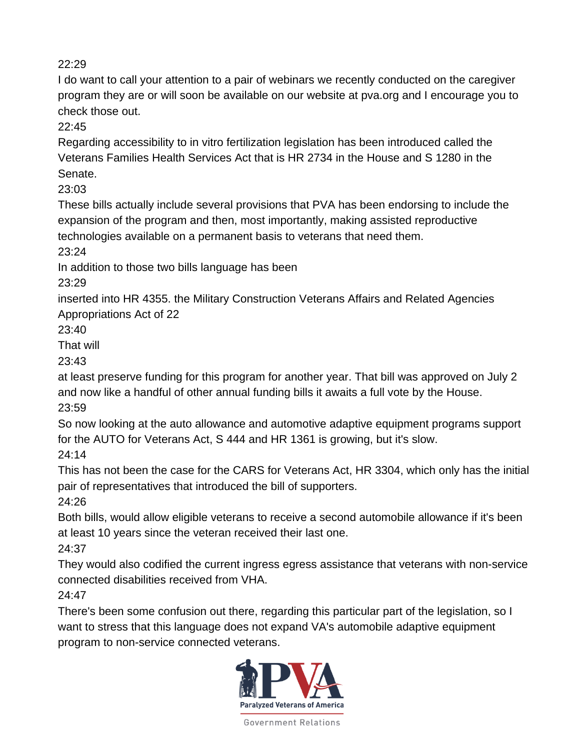22:29

I do want to call your attention to a pair of webinars we recently conducted on the caregiver program they are or will soon be available on our website at pva.org and I encourage you to check those out.

22:45

Regarding accessibility to in vitro fertilization legislation has been introduced called the Veterans Families Health Services Act that is HR 2734 in the House and S 1280 in the Senate.

23:03

These bills actually include several provisions that PVA has been endorsing to include the expansion of the program and then, most importantly, making assisted reproductive technologies available on a permanent basis to veterans that need them.

23:24

In addition to those two bills language has been

23:29

inserted into HR 4355. the Military Construction Veterans Affairs and Related Agencies Appropriations Act of 22

23:40

That will

23:43

at least preserve funding for this program for another year. That bill was approved on July 2 and now like a handful of other annual funding bills it awaits a full vote by the House.

23:59

So now looking at the auto allowance and automotive adaptive equipment programs support for the AUTO for Veterans Act, S 444 and HR 1361 is growing, but it's slow.

24:14

This has not been the case for the CARS for Veterans Act, HR 3304, which only has the initial pair of representatives that introduced the bill of supporters.

24:26

Both bills, would allow eligible veterans to receive a second automobile allowance if it's been at least 10 years since the veteran received their last one.

24:37

They would also codified the current ingress egress assistance that veterans with non-service connected disabilities received from VHA.

24:47

There's been some confusion out there, regarding this particular part of the legislation, so I want to stress that this language does not expand VA's automobile adaptive equipment program to non-service connected veterans.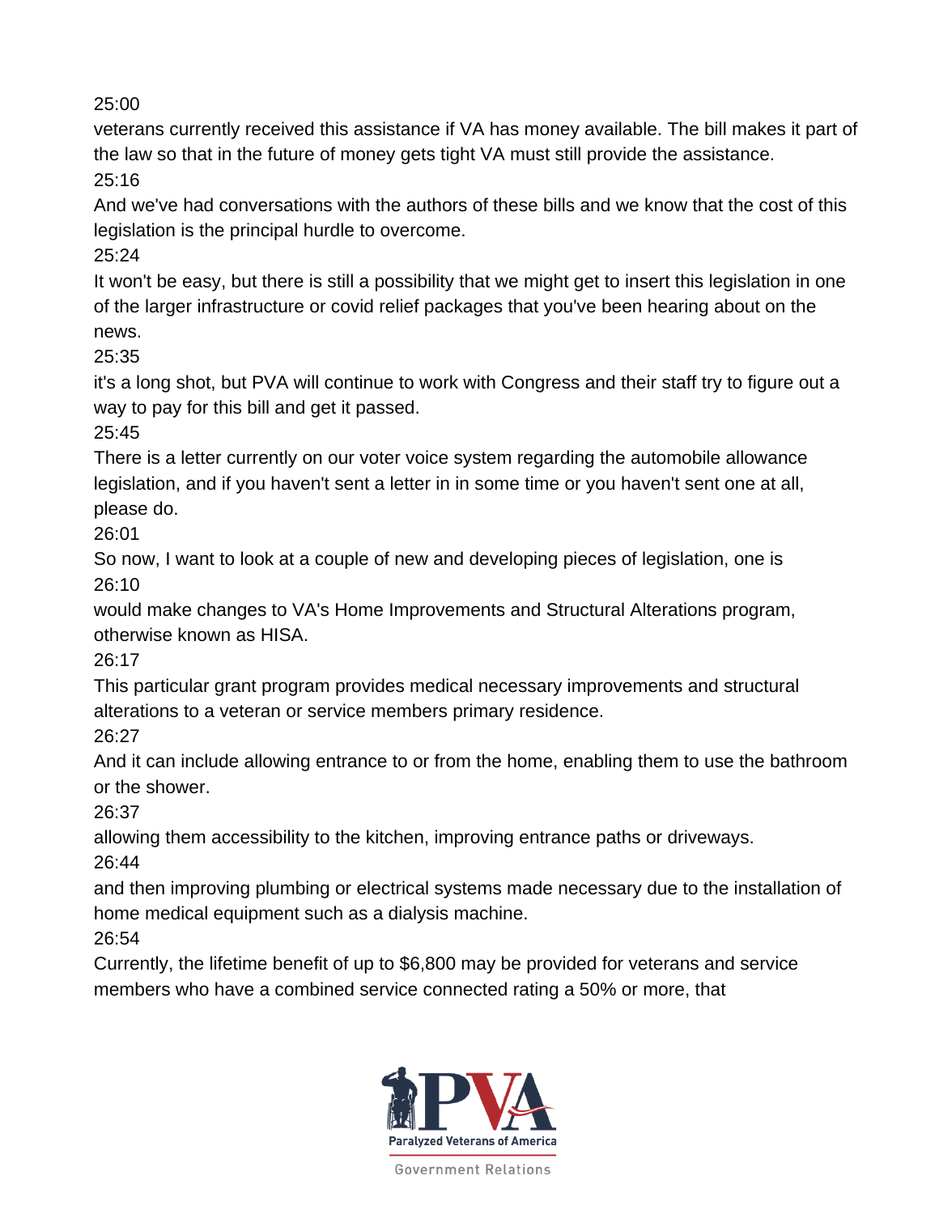25:00
veterans currently received this assistance if VA has money available. The bill makes it part of the law so that in the future of money gets tight VA must still provide the assistance.
25:16
And we've had conversations with the authors of these bills and we know that the cost of this legislation is the principal hurdle to overcome.
25:24
It won't be easy, but there is still a possibility that we might get to insert this legislation in one of the larger infrastructure or covid relief packages that you've been hearing about on the news.
25:35
it's a long shot, but PVA will continue to work with Congress and their staff try to figure out a way to pay for this bill and get it passed.
25:45
There is a letter currently on our voter voice system regarding the automobile allowance legislation, and if you haven't sent a letter in in some time or you haven't sent one at all, please do.
26:01
So now, I want to look at a couple of new and developing pieces of legislation, one is
26:10
would make changes to VA's Home Improvements and Structural Alterations program, otherwise known as HISA.
26:17
This particular grant program provides medical necessary improvements and structural alterations to a veteran or service members primary residence.
26:27
And it can include allowing entrance to or from the home, enabling them to use the bathroom or the shower.
26:37
allowing them accessibility to the kitchen, improving entrance paths or driveways.
26:44
and then improving plumbing or electrical systems made necessary due to the installation of home medical equipment such as a dialysis machine.
26:54
Currently, the lifetime benefit of up to $6,800 may be provided for veterans and service members who have a combined service connected rating a 50% or more, that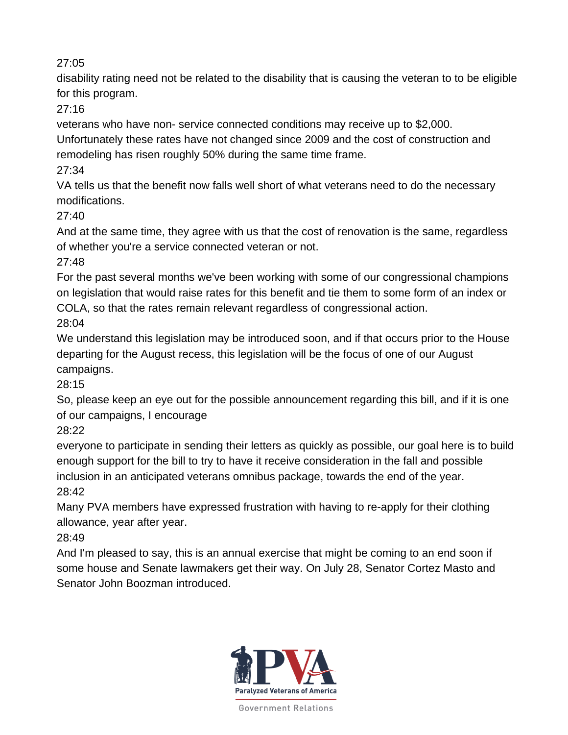27:05

disability rating need not be related to the disability that is causing the veteran to to be eligible for this program.

27:16

veterans who have non- service connected conditions may receive up to $2,000. Unfortunately these rates have not changed since 2009 and the cost of construction and remodeling has risen roughly 50% during the same time frame.

27:34

VA tells us that the benefit now falls well short of what veterans need to do the necessary modifications.

27:40

And at the same time, they agree with us that the cost of renovation is the same, regardless of whether you're a service connected veteran or not.

27:48

For the past several months we've been working with some of our congressional champions on legislation that would raise rates for this benefit and tie them to some form of an index or COLA, so that the rates remain relevant regardless of congressional action.

28:04

We understand this legislation may be introduced soon, and if that occurs prior to the House departing for the August recess, this legislation will be the focus of one of our August campaigns.

28:15

So, please keep an eye out for the possible announcement regarding this bill, and if it is one of our campaigns, I encourage

28:22

everyone to participate in sending their letters as quickly as possible, our goal here is to build enough support for the bill to try to have it receive consideration in the fall and possible inclusion in an anticipated veterans omnibus package, towards the end of the year.

28:42

Many PVA members have expressed frustration with having to re-apply for their clothing allowance, year after year.

28:49

And I'm pleased to say, this is an annual exercise that might be coming to an end soon if some house and Senate lawmakers get their way. On July 28, Senator Cortez Masto and Senator John Boozman introduced.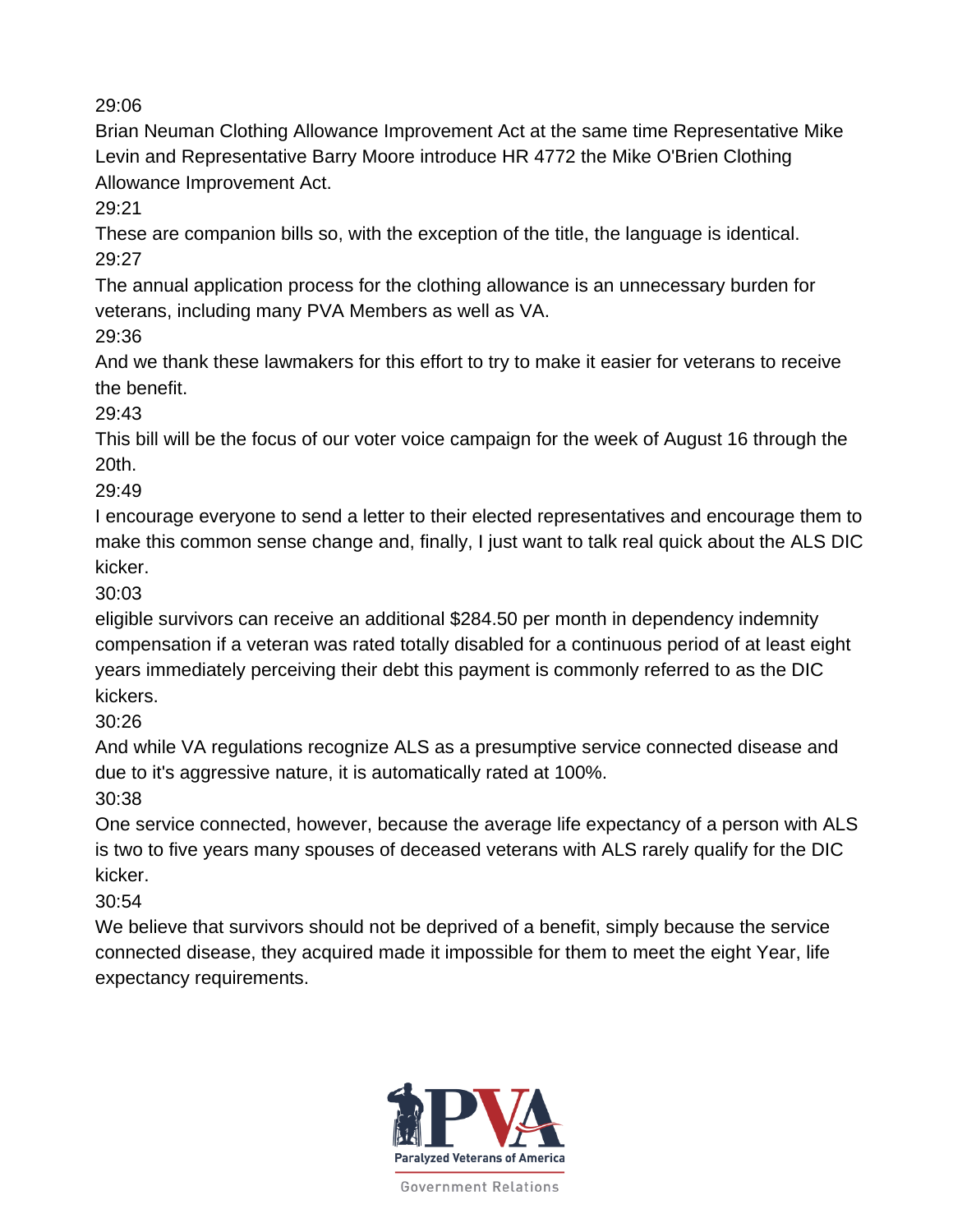29:06

Brian Neuman Clothing Allowance Improvement Act at the same time Representative Mike Levin and Representative Barry Moore introduce HR 4772 the Mike O'Brien Clothing Allowance Improvement Act.

29:21

These are companion bills so, with the exception of the title, the language is identical.

29:27

The annual application process for the clothing allowance is an unnecessary burden for veterans, including many PVA Members as well as VA.

29:36

And we thank these lawmakers for this effort to try to make it easier for veterans to receive the benefit.

29:43

This bill will be the focus of our voter voice campaign for the week of August 16 through the 20th.

29:49

I encourage everyone to send a letter to their elected representatives and encourage them to make this common sense change and, finally, I just want to talk real quick about the ALS DIC kicker.

30:03

eligible survivors can receive an additional $284.50 per month in dependency indemnity compensation if a veteran was rated totally disabled for a continuous period of at least eight years immediately perceiving their debt this payment is commonly referred to as the DIC kickers.

30:26

And while VA regulations recognize ALS as a presumptive service connected disease and due to it's aggressive nature, it is automatically rated at 100%.

30:38

One service connected, however, because the average life expectancy of a person with ALS is two to five years many spouses of deceased veterans with ALS rarely qualify for the DIC kicker.

30:54

We believe that survivors should not be deprived of a benefit, simply because the service connected disease, they acquired made it impossible for them to meet the eight Year, life expectancy requirements.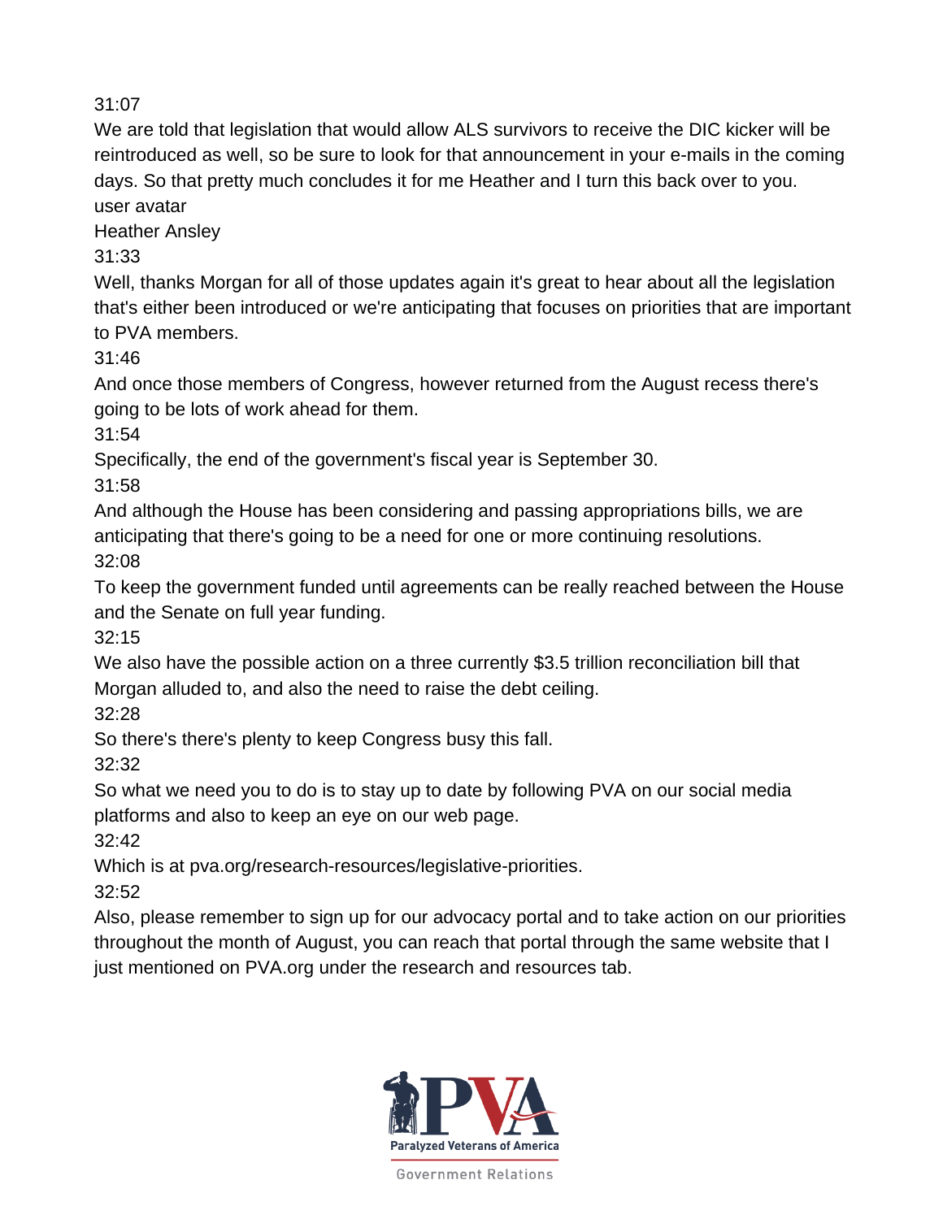31:07

We are told that legislation that would allow ALS survivors to receive the DIC kicker will be reintroduced as well, so be sure to look for that announcement in your e-mails in the coming days. So that pretty much concludes it for me Heather and I turn this back over to you.

user avatar

Heather Ansley

31:33

Well, thanks Morgan for all of those updates again it's great to hear about all the legislation that's either been introduced or we're anticipating that focuses on priorities that are important to PVA members.

31:46

And once those members of Congress, however returned from the August recess there's going to be lots of work ahead for them.

31:54

Specifically, the end of the government's fiscal year is September 30.

31:58

And although the House has been considering and passing appropriations bills, we are anticipating that there's going to be a need for one or more continuing resolutions.

32:08

To keep the government funded until agreements can be really reached between the House and the Senate on full year funding.

32:15

We also have the possible action on a three currently $3.5 trillion reconciliation bill that Morgan alluded to, and also the need to raise the debt ceiling.

32:28

So there's there's plenty to keep Congress busy this fall.

32:32

So what we need you to do is to stay up to date by following PVA on our social media platforms and also to keep an eye on our web page.

32:42

Which is at pva.org/research-resources/legislative-priorities.

32:52

Also, please remember to sign up for our advocacy portal and to take action on our priorities throughout the month of August, you can reach that portal through the same website that I just mentioned on PVA.org under the research and resources tab.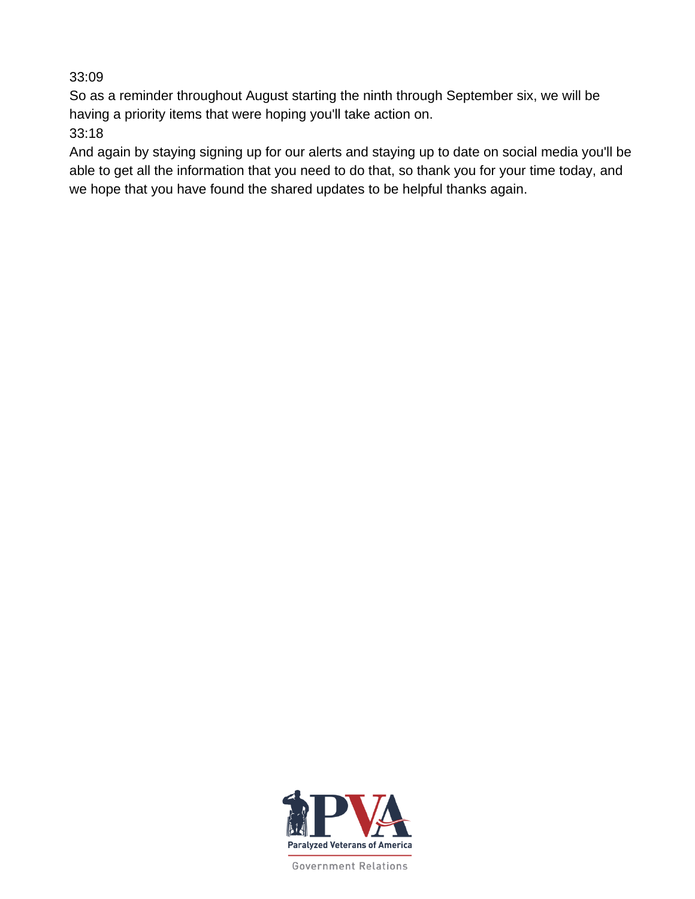33:09

So as a reminder throughout August starting the ninth through September six, we will be having a priority items that were hoping you'll take action on.

33:18

And again by staying signing up for our alerts and staying up to date on social media you'll be able to get all the information that you need to do that, so thank you for your time today, and we hope that you have found the shared updates to be helpful thanks again.